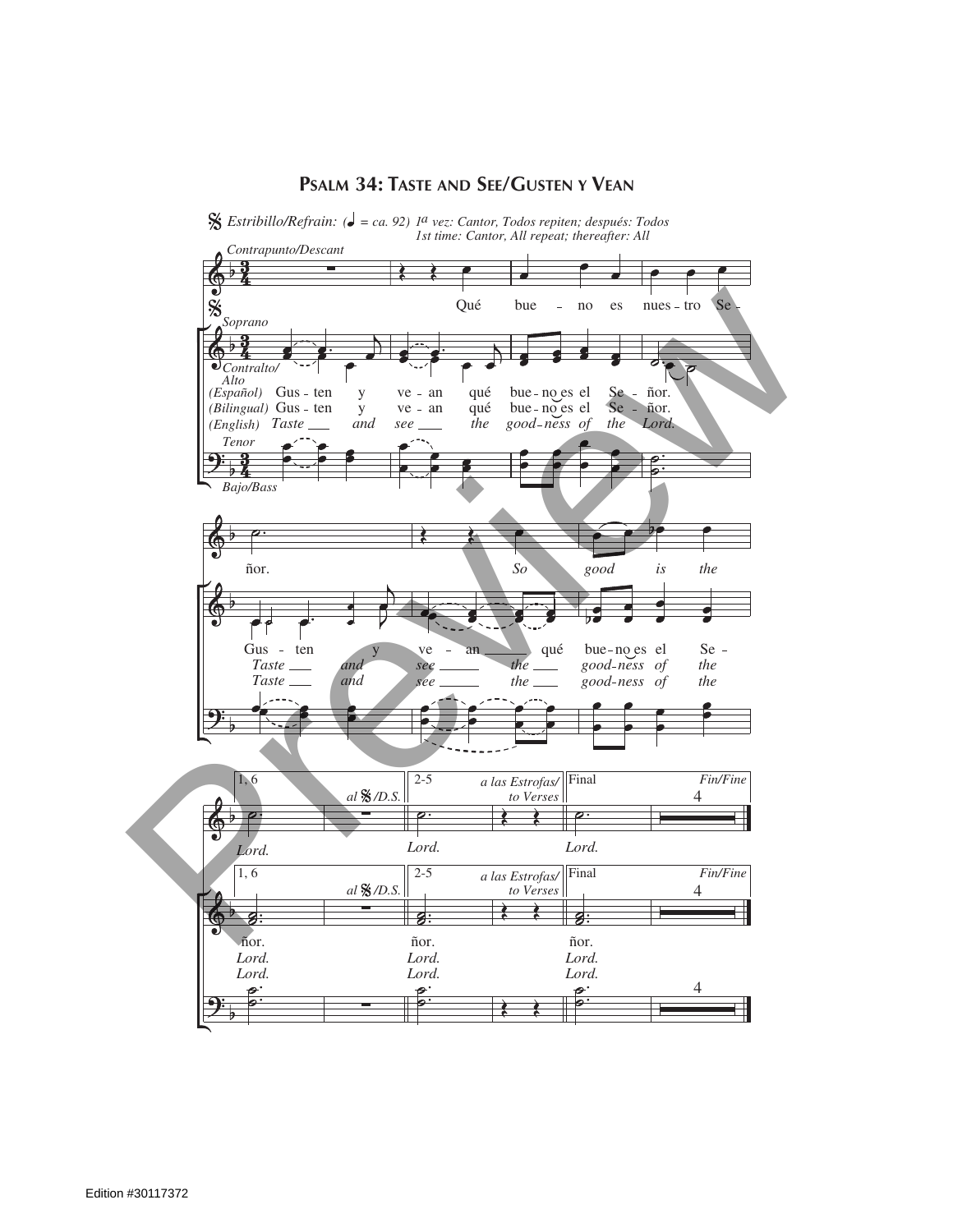# Psalm 34: Taste and See/Gusten y Vean

*Estribillo/Refrain:* (♩ = ca. 92) *1a vez: Cantor, Todos repiten; después: Todos*
*1st time: Cantor, All repeat; thereafter: All*

*Contrapunto/Descant*

Qué bue - no es nues - tro Se - ñor. *So good is the* Lord. Lord. Lord.

*Soprano*
*Contralto/Alto*

*(Español)* Gus - ten y ve - an qué bue - no es el Se - ñor.
*(Bilingual)* Gus - ten y ve - an qué bue - no es el Se - ñor.
*(English)* *Taste and see the good - ness of the Lord.*

Gus - ten y ve - an qué bue - no es el Se - ñor.
*Taste and see the good - ness of the Lord.*
*Taste and see the good - ness of the Lord.*

*Tenor*
*Bajo/Bass*

1, 6 *al* 𝄋 */D.S.* | 2-5 *a las Estrofas/ to Verses* | Final *Fin/Fine*

Edition #30117372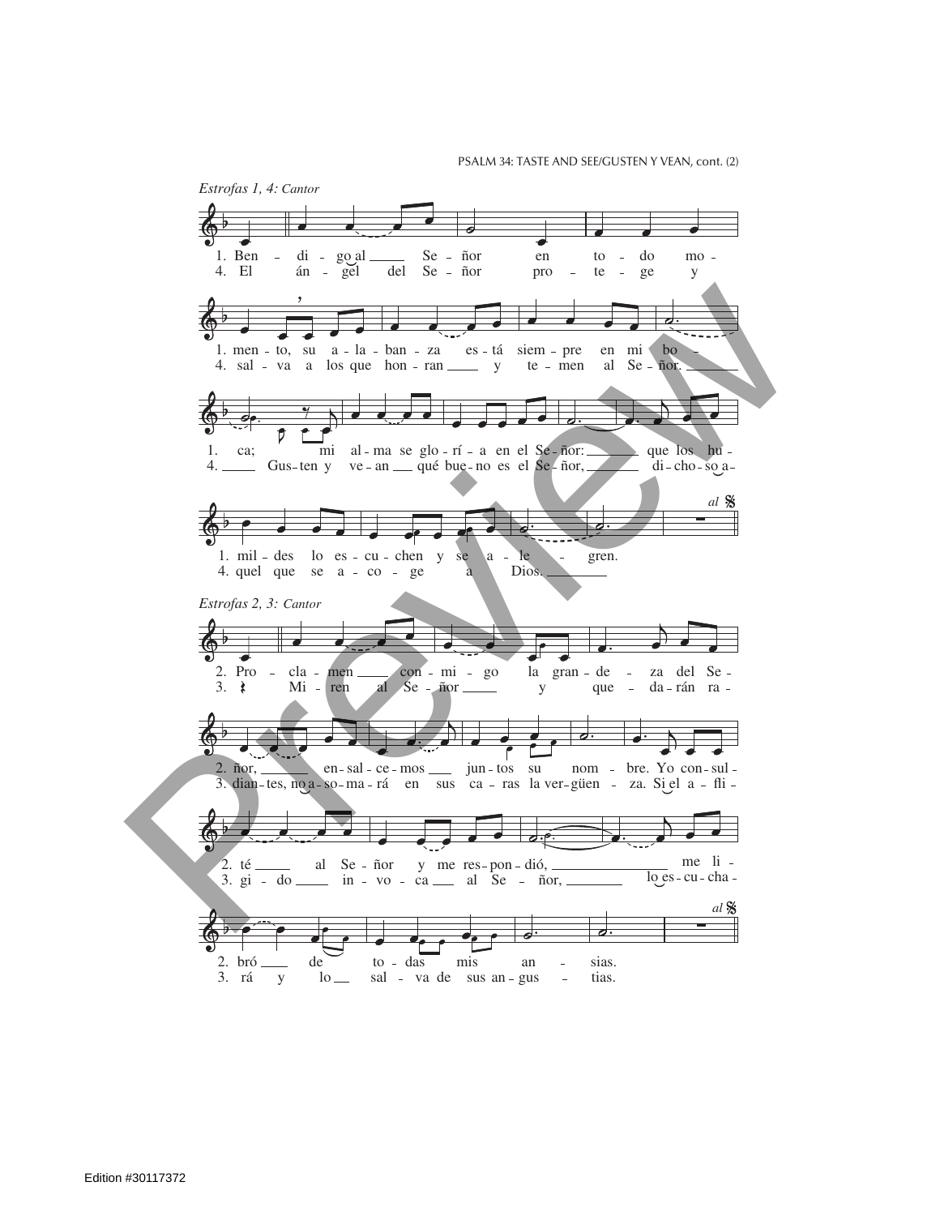*Estrofas 1, 4: Cantor*

1. Bendigo al Señor en todo momento, su alabanza está siempre en mi boca; mi alma se gloría en el Señor: que los humildes lo escuchen y se alegren.

4. El ángel del Señor protege y salva a los que honran y temen al Señor. Gusten y vean qué bueno es el Señor, dichoso aquel que se acoge a Dios.

*al* 𝄋

*Estrofas 2, 3: Cantor*

2. Proclamen conmigo la grandeza del Señor, ensalcemos juntos su nombre. Yo consulté al Señor y me respondió, me libró de todas mis ansias.

3. Miren al Señor y quedarán radiantes, no ha-somará en sus caras la vergüenza. Si el afligido invoca al Señor, lo escuchará y lo salva de sus angustias.

*al* 𝄋

Edition #30117372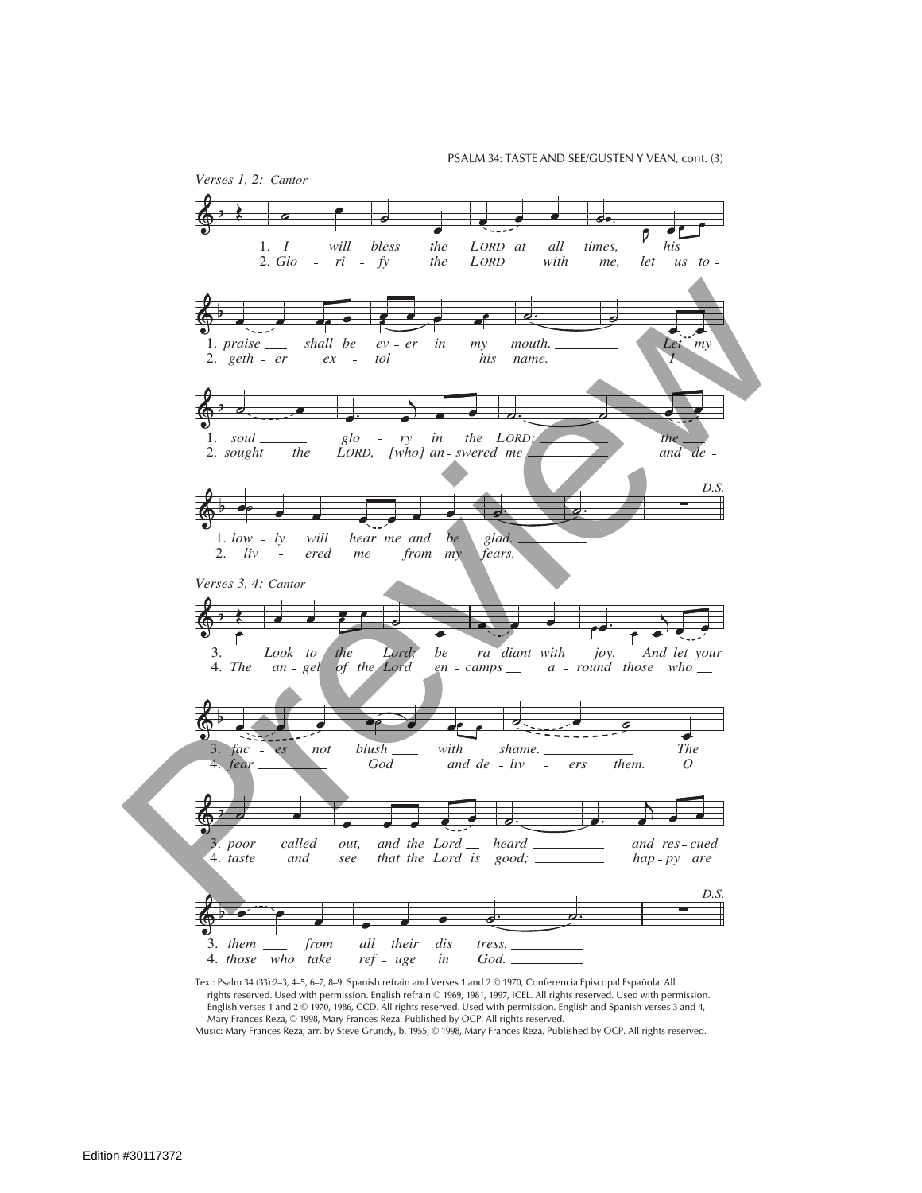*Verses 1, 2: Cantor*

1. *I will bless the* LORD *at all times, his praise shall be ev - er in my mouth. Let my soul glo - ry in the* LORD; *the low - ly will hear me and be glad.*

2. *Glo - ri - fy the* LORD *with me, let us to - geth - er ex - tol his name. I sought the* LORD, *[who] an - swered me and de - liv - ered me from my fears.*

*D.S.*

*Verses 3, 4: Cantor*

3. *Look to the Lord; be ra - diant with joy. And let your fac - es not blush with shame. The poor called out, and the Lord heard and res - cued them from all their dis - tress.*

4. *The an - gel of the Lord en - camps a - round those who fear God and de - liv - ers them. O taste and see that the Lord is good; hap - py are those who take ref - uge in God.*

*D.S.*

Text: Psalm 34 (33):2–3, 4–5, 6–7, 8–9. Spanish refrain and Verses 1 and 2 © 1970, Conferencia Episcopal Española. All rights reserved. Used with permission. English refrain © 1969, 1981, 1997, ICEL. All rights reserved. Used with permission. English verses 1 and 2 © 1970, 1986, CCD. All rights reserved. Used with permission. English and Spanish verses 3 and 4, Mary Frances Reza, © 1998, Mary Frances Reza. Published by OCP. All rights reserved.
Music: Mary Frances Reza; arr. by Steve Grundy, b. 1955, © 1998, Mary Frances Reza. Published by OCP. All rights reserved.